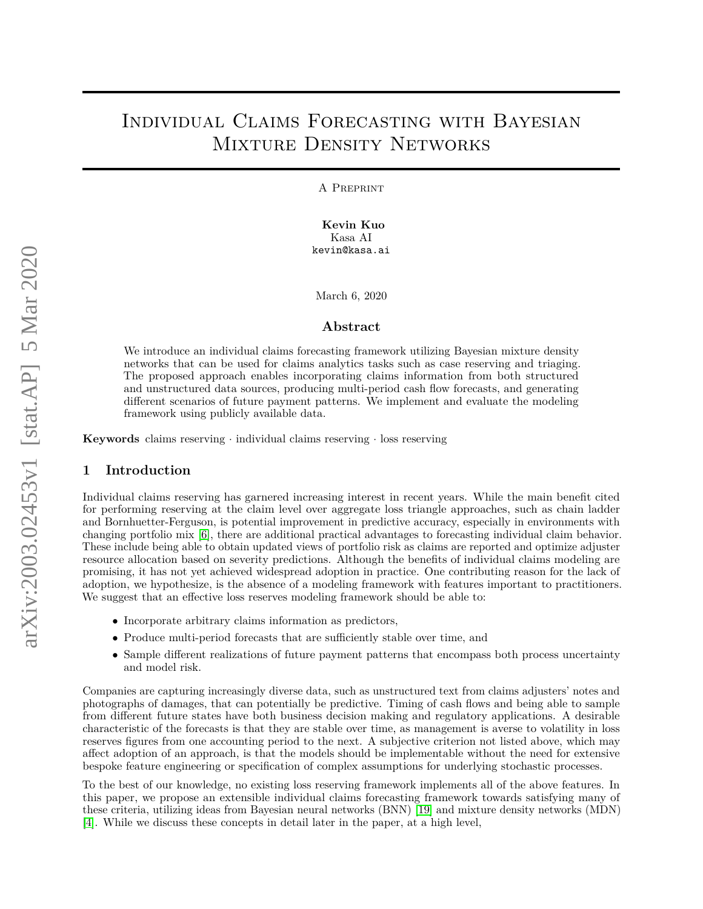# Individual Claims Forecasting with Bayesian Mixture Density Networks

A Preprint

**Kevin Kuo**
Kasa AI
kevin@kasa.ai

March 6, 2020

## Abstract

We introduce an individual claims forecasting framework utilizing Bayesian mixture density networks that can be used for claims analytics tasks such as case reserving and triaging. The proposed approach enables incorporating claims information from both structured and unstructured data sources, producing multi-period cash flow forecasts, and generating different scenarios of future payment patterns. We implement and evaluate the modeling framework using publicly available data.

**Keywords** claims reserving · individual claims reserving · loss reserving

## 1 Introduction

Individual claims reserving has garnered increasing interest in recent years. While the main benefit cited for performing reserving at the claim level over aggregate loss triangle approaches, such as chain ladder and Bornhuetter-Ferguson, is potential improvement in predictive accuracy, especially in environments with changing portfolio mix [6], there are additional practical advantages to forecasting individual claim behavior. These include being able to obtain updated views of portfolio risk as claims are reported and optimize adjuster resource allocation based on severity predictions. Although the benefits of individual claims modeling are promising, it has not yet achieved widespread adoption in practice. One contributing reason for the lack of adoption, we hypothesize, is the absence of a modeling framework with features important to practitioners. We suggest that an effective loss reserves modeling framework should be able to:

- Incorporate arbitrary claims information as predictors,
- Produce multi-period forecasts that are sufficiently stable over time, and
- Sample different realizations of future payment patterns that encompass both process uncertainty and model risk.

Companies are capturing increasingly diverse data, such as unstructured text from claims adjusters' notes and photographs of damages, that can potentially be predictive. Timing of cash flows and being able to sample from different future states have both business decision making and regulatory applications. A desirable characteristic of the forecasts is that they are stable over time, as management is averse to volatility in loss reserves figures from one accounting period to the next. A subjective criterion not listed above, which may affect adoption of an approach, is that the models should be implementable without the need for extensive bespoke feature engineering or specification of complex assumptions for underlying stochastic processes.

To the best of our knowledge, no existing loss reserving framework implements all of the above features. In this paper, we propose an extensible individual claims forecasting framework towards satisfying many of these criteria, utilizing ideas from Bayesian neural networks (BNN) [19] and mixture density networks (MDN) [4]. While we discuss these concepts in detail later in the paper, at a high level,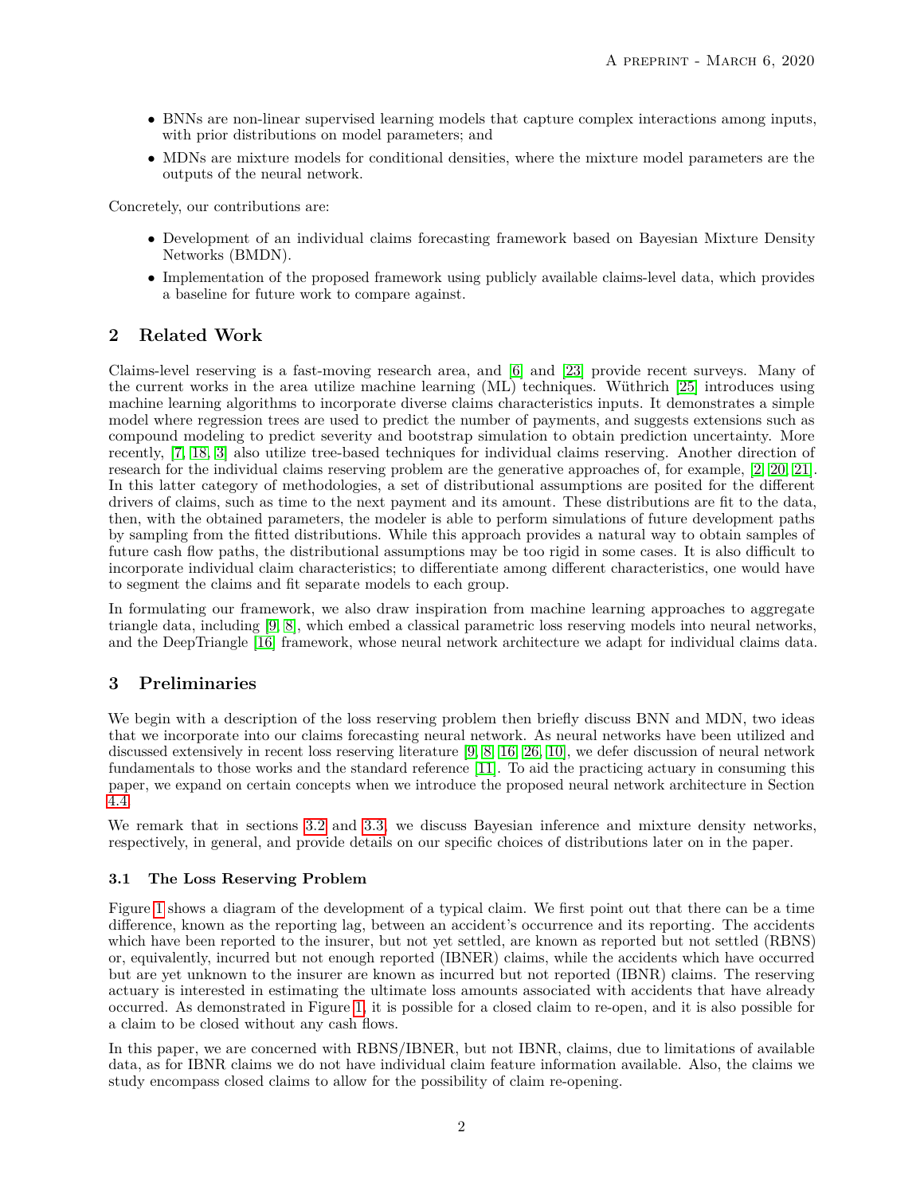- BNNs are non-linear supervised learning models that capture complex interactions among inputs, with prior distributions on model parameters; and
- MDNs are mixture models for conditional densities, where the mixture model parameters are the outputs of the neural network.

Concretely, our contributions are:

- Development of an individual claims forecasting framework based on Bayesian Mixture Density Networks (BMDN).
- Implementation of the proposed framework using publicly available claims-level data, which provides a baseline for future work to compare against.

## 2 Related Work

Claims-level reserving is a fast-moving research area, and [6] and [23] provide recent surveys. Many of the current works in the area utilize machine learning (ML) techniques. Wüthrich [25] introduces using machine learning algorithms to incorporate diverse claims characteristics inputs. It demonstrates a simple model where regression trees are used to predict the number of payments, and suggests extensions such as compound modeling to predict severity and bootstrap simulation to obtain prediction uncertainty. More recently, [7, 18, 3] also utilize tree-based techniques for individual claims reserving. Another direction of research for the individual claims reserving problem are the generative approaches of, for example, [2, 20, 21]. In this latter category of methodologies, a set of distributional assumptions are posited for the different drivers of claims, such as time to the next payment and its amount. These distributions are fit to the data, then, with the obtained parameters, the modeler is able to perform simulations of future development paths by sampling from the fitted distributions. While this approach provides a natural way to obtain samples of future cash flow paths, the distributional assumptions may be too rigid in some cases. It is also difficult to incorporate individual claim characteristics; to differentiate among different characteristics, one would have to segment the claims and fit separate models to each group.

In formulating our framework, we also draw inspiration from machine learning approaches to aggregate triangle data, including [9, 8], which embed a classical parametric loss reserving models into neural networks, and the DeepTriangle [16] framework, whose neural network architecture we adapt for individual claims data.

## 3 Preliminaries

We begin with a description of the loss reserving problem then briefly discuss BNN and MDN, two ideas that we incorporate into our claims forecasting neural network. As neural networks have been utilized and discussed extensively in recent loss reserving literature [9, 8, 16, 26, 10], we defer discussion of neural network fundamentals to those works and the standard reference [11]. To aid the practicing actuary in consuming this paper, we expand on certain concepts when we introduce the proposed neural network architecture in Section 4.4.

We remark that in sections 3.2 and 3.3, we discuss Bayesian inference and mixture density networks, respectively, in general, and provide details on our specific choices of distributions later on in the paper.

### 3.1 The Loss Reserving Problem

Figure 1 shows a diagram of the development of a typical claim. We first point out that there can be a time difference, known as the reporting lag, between an accident's occurrence and its reporting. The accidents which have been reported to the insurer, but not yet settled, are known as reported but not settled (RBNS) or, equivalently, incurred but not enough reported (IBNER) claims, while the accidents which have occurred but are yet unknown to the insurer are known as incurred but not reported (IBNR) claims. The reserving actuary is interested in estimating the ultimate loss amounts associated with accidents that have already occurred. As demonstrated in Figure 1, it is possible for a closed claim to re-open, and it is also possible for a claim to be closed without any cash flows.

In this paper, we are concerned with RBNS/IBNER, but not IBNR, claims, due to limitations of available data, as for IBNR claims we do not have individual claim feature information available. Also, the claims we study encompass closed claims to allow for the possibility of claim re-opening.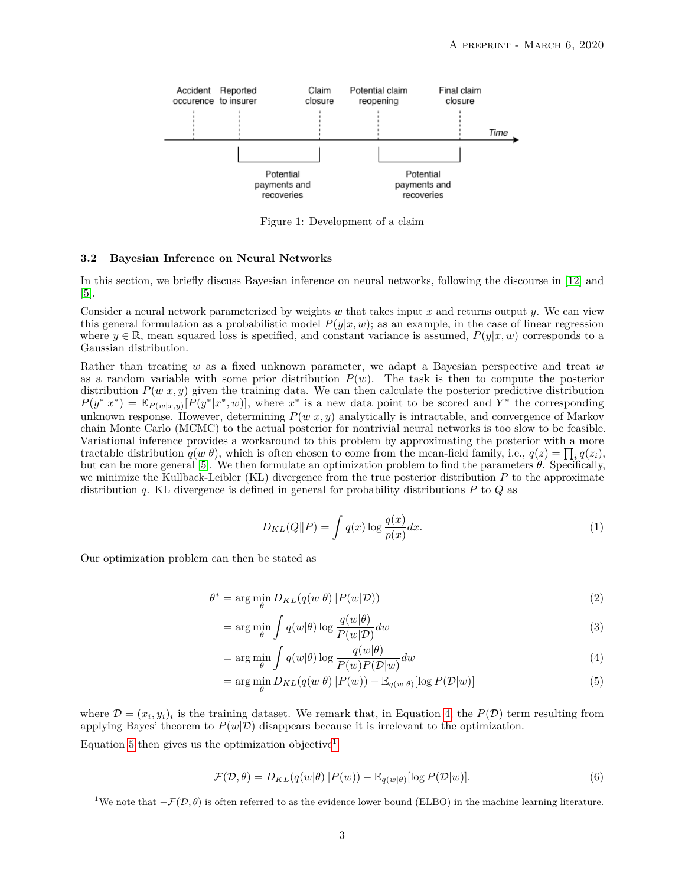Figure 1: Development of a claim

### 3.2 Bayesian Inference on Neural Networks

In this section, we briefly discuss Bayesian inference on neural networks, following the discourse in [12] and [5].

Consider a neural network parameterized by weights $w$ that takes input $x$ and returns output $y$. We can view this general formulation as a probabilistic model $P(y|x, w)$; as an example, in the case of linear regression where $y \in \mathbb{R}$, mean squared loss is specified, and constant variance is assumed, $P(y|x, w)$ corresponds to a Gaussian distribution.

Rather than treating $w$ as a fixed unknown parameter, we adapt a Bayesian perspective and treat $w$ as a random variable with some prior distribution $P(w)$. The task is then to compute the posterior distribution $P(w|x, y)$ given the training data. We can then calculate the posterior predictive distribution $P(y^*|x^*) = \mathbb{E}_{P(w|x,y)}[P(y^*|x^*, w)]$, where $x^*$ is a new data point to be scored and $Y^*$ the corresponding unknown response. However, determining $P(w|x, y)$ analytically is intractable, and convergence of Markov chain Monte Carlo (MCMC) to the actual posterior for nontrivial neural networks is too slow to be feasible. Variational inference provides a workaround to this problem by approximating the posterior with a more tractable distribution $q(w|\theta)$, which is often chosen to come from the mean-field family, i.e., $q(z) = \prod_i q(z_i)$, but can be more general [5]. We then formulate an optimization problem to find the parameters $\theta$. Specifically, we minimize the Kullback-Leibler (KL) divergence from the true posterior distribution $P$ to the approximate distribution $q$. KL divergence is defined in general for probability distributions $P$ to $Q$ as

$$D_{KL}(Q \| P) = \int q(x) \log \frac{q(x)}{p(x)} dx. \tag{1}$$

Our optimization problem can then be stated as

$$\begin{aligned}
\theta^* &= \arg\min_\theta D_{KL}(q(w|\theta) \| P(w|\mathcal{D})) && (2)\\
&= \arg\min_\theta \int q(w|\theta) \log \frac{q(w|\theta)}{P(w|\mathcal{D})} dw && (3)\\
&= \arg\min_\theta \int q(w|\theta) \log \frac{q(w|\theta)}{P(w)P(\mathcal{D}|w)} dw && (4)\\
&= \arg\min_\theta D_{KL}(q(w|\theta) \| P(w)) - \mathbb{E}_{q(w|\theta)}[\log P(\mathcal{D}|w)] && (5)
\end{aligned}$$

where $\mathcal{D} = (x_i, y_i)_i$ is the training dataset. We remark that, in Equation 4, the $P(\mathcal{D})$ term resulting from applying Bayes' theorem to $P(w|\mathcal{D})$ disappears because it is irrelevant to the optimization.

Equation 5 then gives us the optimization objective[1]

$$\mathcal{F}(\mathcal{D}, \theta) = D_{KL}(q(w|\theta) \| P(w)) - \mathbb{E}_{q(w|\theta)}[\log P(\mathcal{D}|w)]. \tag{6}$$

[1] We note that $-\mathcal{F}(\mathcal{D}, \theta)$ is often referred to as the evidence lower bound (ELBO) in the machine learning literature.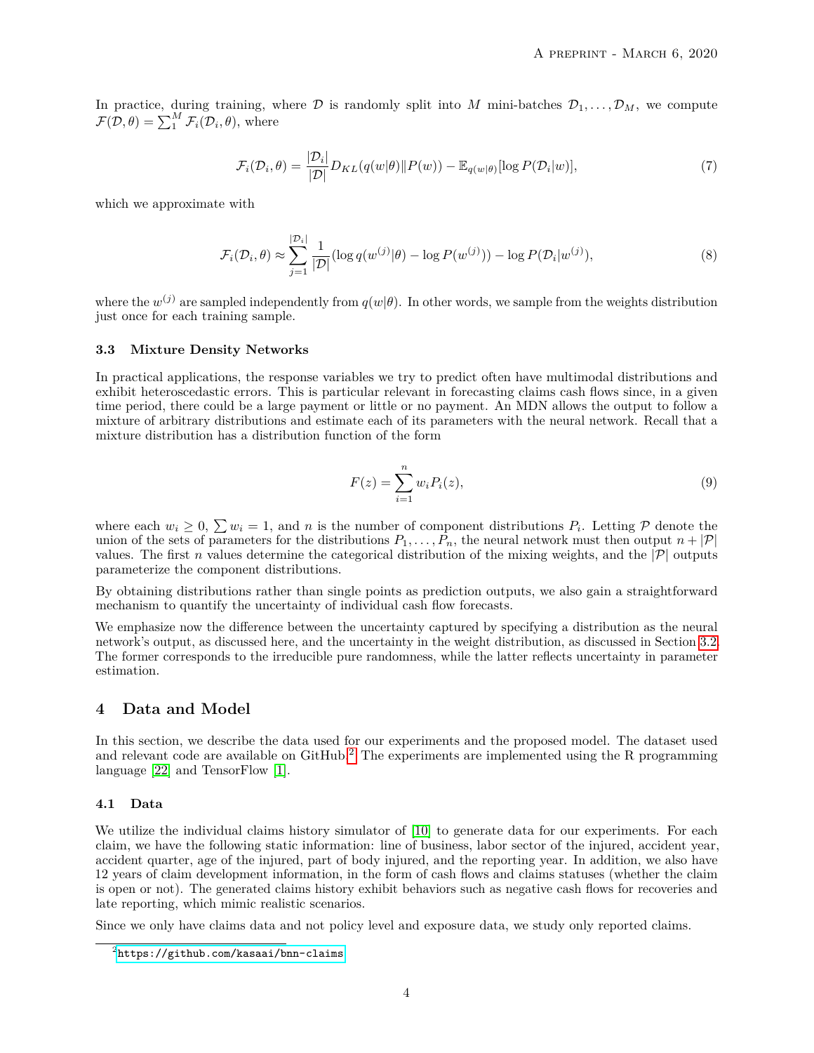In practice, during training, where $\mathcal{D}$ is randomly split into $M$ mini-batches $\mathcal{D}_1, \ldots, \mathcal{D}_M$, we compute $\mathcal{F}(\mathcal{D}, \theta) = \sum_1^M \mathcal{F}_i(\mathcal{D}_i, \theta)$, where

$$\mathcal{F}_i(\mathcal{D}_i, \theta) = \frac{|\mathcal{D}_i|}{|\mathcal{D}|} D_{KL}(q(w|\theta) \| P(w)) - \mathbb{E}_{q(w|\theta)}[\log P(\mathcal{D}_i|w)], \tag{7}$$

which we approximate with

$$\mathcal{F}_i(\mathcal{D}_i, \theta) \approx \sum_{j=1}^{|\mathcal{D}_i|} \frac{1}{|\mathcal{D}|} (\log q(w^{(j)}|\theta) - \log P(w^{(j)})) - \log P(\mathcal{D}_i|w^{(j)}), \tag{8}$$

where the $w^{(j)}$ are sampled independently from $q(w|\theta)$. In other words, we sample from the weights distribution just once for each training sample.

### 3.3 Mixture Density Networks

In practical applications, the response variables we try to predict often have multimodal distributions and exhibit heteroscedastic errors. This is particular relevant in forecasting claims cash flows since, in a given time period, there could be a large payment or little or no payment. An MDN allows the output to follow a mixture of arbitrary distributions and estimate each of its parameters with the neural network. Recall that a mixture distribution has a distribution function of the form

$$F(z) = \sum_{i=1}^{n} w_i P_i(z), \tag{9}$$

where each $w_i \geq 0$, $\sum w_i = 1$, and $n$ is the number of component distributions $P_i$. Letting $\mathcal{P}$ denote the union of the sets of parameters for the distributions $P_1, \ldots, P_n$, the neural network must then output $n + |\mathcal{P}|$ values. The first $n$ values determine the categorical distribution of the mixing weights, and the $|\mathcal{P}|$ outputs parameterize the component distributions.

By obtaining distributions rather than single points as prediction outputs, we also gain a straightforward mechanism to quantify the uncertainty of individual cash flow forecasts.

We emphasize now the difference between the uncertainty captured by specifying a distribution as the neural network's output, as discussed here, and the uncertainty in the weight distribution, as discussed in Section 3.2. The former corresponds to the irreducible pure randomness, while the latter reflects uncertainty in parameter estimation.

## 4 Data and Model

In this section, we describe the data used for our experiments and the proposed model. The dataset used and relevant code are available on GitHub.[2] The experiments are implemented using the R programming language [22] and TensorFlow [1].

### 4.1 Data

We utilize the individual claims history simulator of [10] to generate data for our experiments. For each claim, we have the following static information: line of business, labor sector of the injured, accident year, accident quarter, age of the injured, part of body injured, and the reporting year. In addition, we also have 12 years of claim development information, in the form of cash flows and claims statuses (whether the claim is open or not). The generated claims history exhibit behaviors such as negative cash flows for recoveries and late reporting, which mimic realistic scenarios.

Since we only have claims data and not policy level and exposure data, we study only reported claims.

[2] https://github.com/kasaai/bnn-claims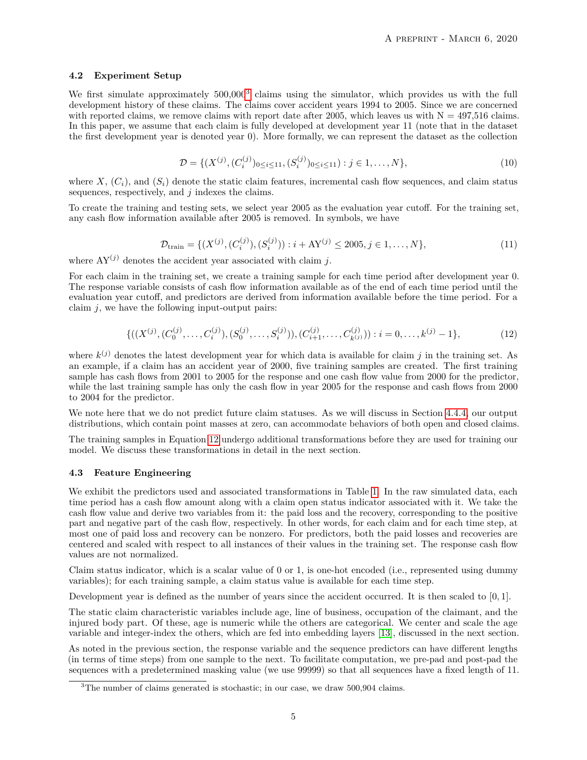### 4.2 Experiment Setup

We first simulate approximately 500,000[3] claims using the simulator, which provides us with the full development history of these claims. The claims cover accident years 1994 to 2005. Since we are concerned with reported claims, we remove claims with report date after 2005, which leaves us with N = 497,516 claims. In this paper, we assume that each claim is fully developed at development year 11 (note that in the dataset the first development year is denoted year 0). More formally, we can represent the dataset as the collection

$$\mathcal{D} = \{(X^{(j)}, (C_i^{(j)})_{0 \leq i \leq 11}, (S_i^{(j)})_{0 \leq i \leq 11}) : j \in 1, \ldots, N\}, \tag{10}$$

where $X$, $(C_i)$, and $(S_i)$ denote the static claim features, incremental cash flow sequences, and claim status sequences, respectively, and $j$ indexes the claims.

To create the training and testing sets, we select year 2005 as the evaluation year cutoff. For the training set, any cash flow information available after 2005 is removed. In symbols, we have

$$\mathcal{D}_{\text{train}} = \{(X^{(j)}, (C_i^{(j)}), (S_i^{(j)})) : i + \text{AY}^{(j)} \leq 2005, j \in 1, \ldots, N\}, \tag{11}$$

where $\text{AY}^{(j)}$ denotes the accident year associated with claim $j$.

For each claim in the training set, we create a training sample for each time period after development year 0. The response variable consists of cash flow information available as of the end of each time period until the evaluation year cutoff, and predictors are derived from information available before the time period. For a claim $j$, we have the following input-output pairs:

$$\{((X^{(j)}, (C_0^{(j)}, \ldots, C_i^{(j)}), (S_0^{(j)}, \ldots, S_i^{(j)})), (C_{i+1}^{(j)}, \ldots, C_{k^{(j)}}^{(j)})) : i = 0, \ldots, k^{(j)} - 1\}, \tag{12}$$

where $k^{(j)}$ denotes the latest development year for which data is available for claim $j$ in the training set. As an example, if a claim has an accident year of 2000, five training samples are created. The first training sample has cash flows from 2001 to 2005 for the response and one cash flow value from 2000 for the predictor, while the last training sample has only the cash flow in year 2005 for the response and cash flows from 2000 to 2004 for the predictor.

We note here that we do not predict future claim statuses. As we will discuss in Section 4.4.4, our output distributions, which contain point masses at zero, can accommodate behaviors of both open and closed claims.

The training samples in Equation 12 undergo additional transformations before they are used for training our model. We discuss these transformations in detail in the next section.

### 4.3 Feature Engineering

We exhibit the predictors used and associated transformations in Table 1. In the raw simulated data, each time period has a cash flow amount along with a claim open status indicator associated with it. We take the cash flow value and derive two variables from it: the paid loss and the recovery, corresponding to the positive part and negative part of the cash flow, respectively. In other words, for each claim and for each time step, at most one of paid loss and recovery can be nonzero. For predictors, both the paid losses and recoveries are centered and scaled with respect to all instances of their values in the training set. The response cash flow values are not normalized.

Claim status indicator, which is a scalar value of 0 or 1, is one-hot encoded (i.e., represented using dummy variables); for each training sample, a claim status value is available for each time step.

Development year is defined as the number of years since the accident occurred. It is then scaled to $[0, 1]$.

The static claim characteristic variables include age, line of business, occupation of the claimant, and the injured body part. Of these, age is numeric while the others are categorical. We center and scale the age variable and integer-index the others, which are fed into embedding layers [13], discussed in the next section.

As noted in the previous section, the response variable and the sequence predictors can have different lengths (in terms of time steps) from one sample to the next. To facilitate computation, we pre-pad and post-pad the sequences with a predetermined masking value (we use 99999) so that all sequences have a fixed length of 11.

[3] The number of claims generated is stochastic; in our case, we draw 500,904 claims.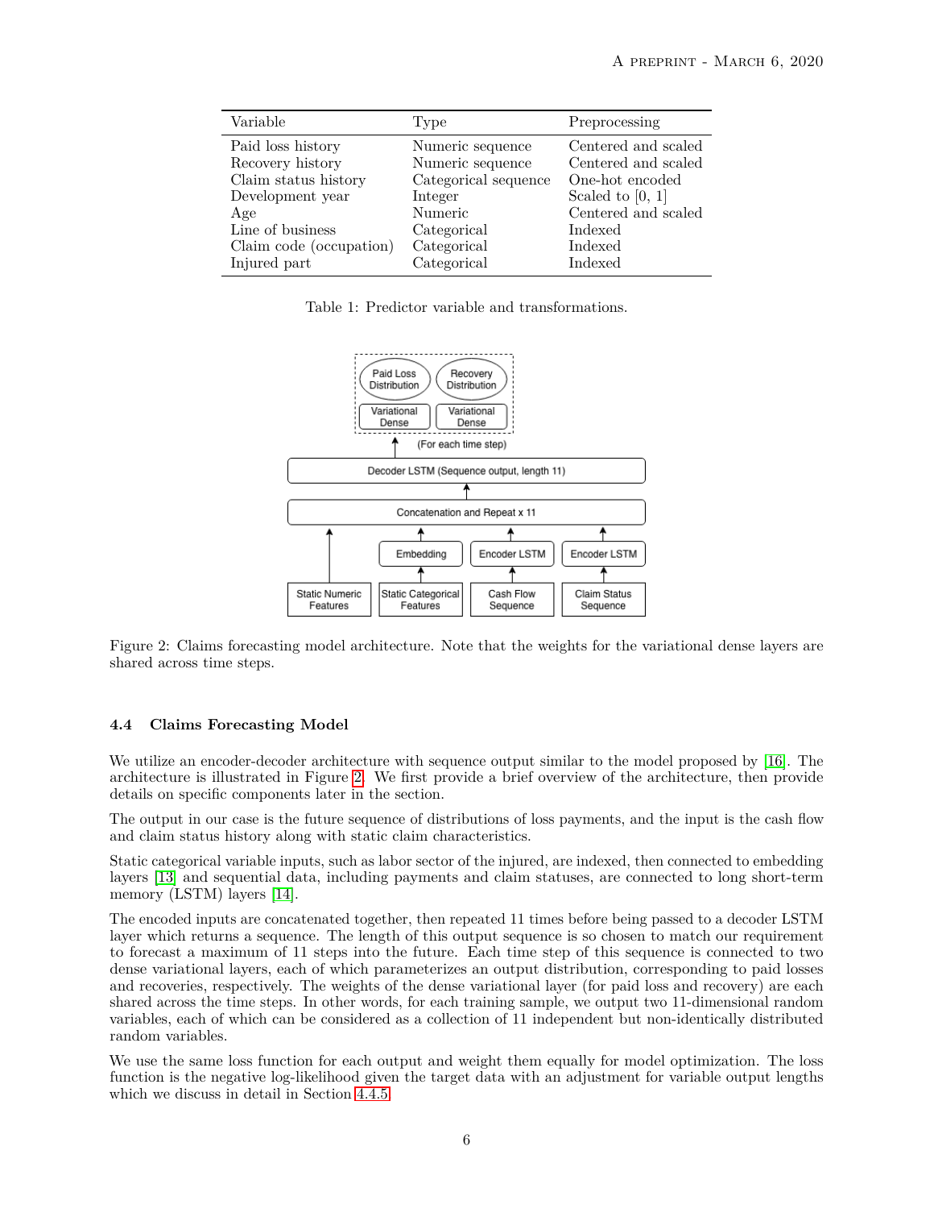| Variable | Type | Preprocessing |
| --- | --- | --- |
| Paid loss history | Numeric sequence | Centered and scaled |
| Recovery history | Numeric sequence | Centered and scaled |
| Claim status history | Categorical sequence | One-hot encoded |
| Development year | Integer | Scaled to [0, 1] |
| Age | Numeric | Centered and scaled |
| Line of business | Categorical | Indexed |
| Claim code (occupation) | Categorical | Indexed |
| Injured part | Categorical | Indexed |

Table 1: Predictor variable and transformations.

Figure 2: Claims forecasting model architecture. Note that the weights for the variational dense layers are shared across time steps.

### 4.4 Claims Forecasting Model

We utilize an encoder-decoder architecture with sequence output similar to the model proposed by [16]. The architecture is illustrated in Figure 2. We first provide a brief overview of the architecture, then provide details on specific components later in the section.

The output in our case is the future sequence of distributions of loss payments, and the input is the cash flow and claim status history along with static claim characteristics.

Static categorical variable inputs, such as labor sector of the injured, are indexed, then connected to embedding layers [13] and sequential data, including payments and claim statuses, are connected to long short-term memory (LSTM) layers [14].

The encoded inputs are concatenated together, then repeated 11 times before being passed to a decoder LSTM layer which returns a sequence. The length of this output sequence is so chosen to match our requirement to forecast a maximum of 11 steps into the future. Each time step of this sequence is connected to two dense variational layers, each of which parameterizes an output distribution, corresponding to paid losses and recoveries, respectively. The weights of the dense variational layer (for paid loss and recovery) are each shared across the time steps. In other words, for each training sample, we output two 11-dimensional random variables, each of which can be considered as a collection of 11 independent but non-identically distributed random variables.

We use the same loss function for each output and weight them equally for model optimization. The loss function is the negative log-likelihood given the target data with an adjustment for variable output lengths which we discuss in detail in Section 4.4.5.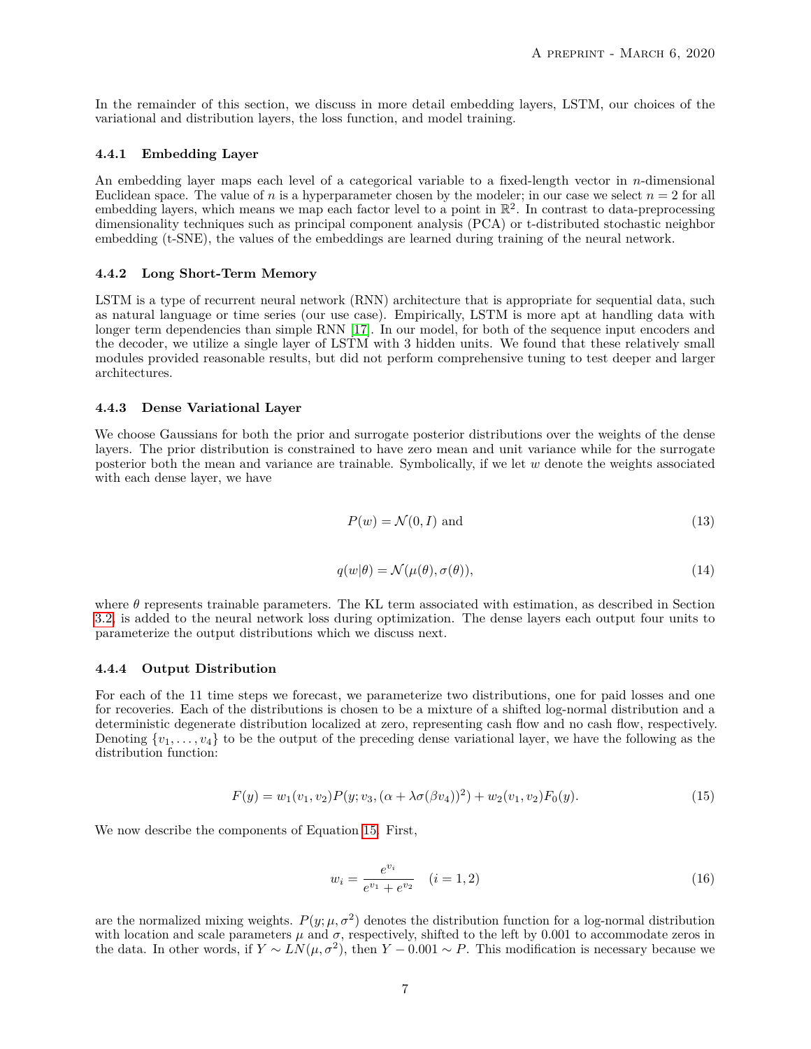In the remainder of this section, we discuss in more detail embedding layers, LSTM, our choices of the variational and distribution layers, the loss function, and model training.

#### 4.4.1 Embedding Layer

An embedding layer maps each level of a categorical variable to a fixed-length vector in $n$-dimensional Euclidean space. The value of $n$ is a hyperparameter chosen by the modeler; in our case we select $n = 2$ for all embedding layers, which means we map each factor level to a point in $\mathbb{R}^2$. In contrast to data-preprocessing dimensionality techniques such as principal component analysis (PCA) or t-distributed stochastic neighbor embedding (t-SNE), the values of the embeddings are learned during training of the neural network.

#### 4.4.2 Long Short-Term Memory

LSTM is a type of recurrent neural network (RNN) architecture that is appropriate for sequential data, such as natural language or time series (our use case). Empirically, LSTM is more apt at handling data with longer term dependencies than simple RNN [17]. In our model, for both of the sequence input encoders and the decoder, we utilize a single layer of LSTM with 3 hidden units. We found that these relatively small modules provided reasonable results, but did not perform comprehensive tuning to test deeper and larger architectures.

#### 4.4.3 Dense Variational Layer

We choose Gaussians for both the prior and surrogate posterior distributions over the weights of the dense layers. The prior distribution is constrained to have zero mean and unit variance while for the surrogate posterior both the mean and variance are trainable. Symbolically, if we let $w$ denote the weights associated with each dense layer, we have

$$P(w) = \mathcal{N}(0, I) \text{ and} \tag{13}$$

$$q(w|\theta) = \mathcal{N}(\mu(\theta), \sigma(\theta)), \tag{14}$$

where $\theta$ represents trainable parameters. The KL term associated with estimation, as described in Section 3.2, is added to the neural network loss during optimization. The dense layers each output four units to parameterize the output distributions which we discuss next.

#### 4.4.4 Output Distribution

For each of the 11 time steps we forecast, we parameterize two distributions, one for paid losses and one for recoveries. Each of the distributions is chosen to be a mixture of a shifted log-normal distribution and a deterministic degenerate distribution localized at zero, representing cash flow and no cash flow, respectively. Denoting $\{v_1, \ldots, v_4\}$ to be the output of the preceding dense variational layer, we have the following as the distribution function:

$$F(y) = w_1(v_1, v_2)P(y; v_3, (\alpha + \lambda\sigma(\beta v_4))^2) + w_2(v_1, v_2)F_0(y). \tag{15}$$

We now describe the components of Equation 15. First,

$$w_i = \frac{e^{v_i}}{e^{v_1} + e^{v_2}} \quad (i = 1, 2) \tag{16}$$

are the normalized mixing weights. $P(y; \mu, \sigma^2)$ denotes the distribution function for a log-normal distribution with location and scale parameters $\mu$ and $\sigma$, respectively, shifted to the left by 0.001 to accommodate zeros in the data. In other words, if $Y \sim LN(\mu, \sigma^2)$, then $Y - 0.001 \sim P$. This modification is necessary because we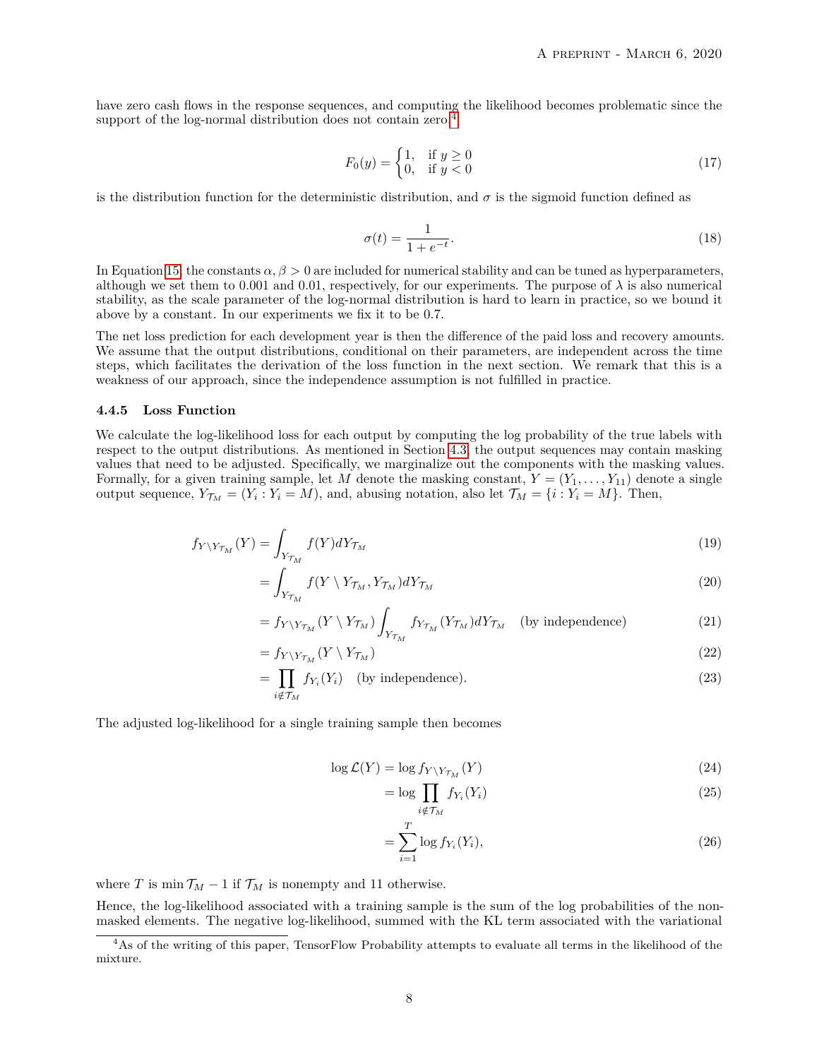have zero cash flows in the response sequences, and computing the likelihood becomes problematic since the support of the log-normal distribution does not contain zero.[4]

$$F_0(y) = \begin{cases} 1, & \text{if } y \geq 0 \\ 0, & \text{if } y < 0 \end{cases} \tag{17}$$

is the distribution function for the deterministic distribution, and $\sigma$ is the sigmoid function defined as

$$\sigma(t) = \frac{1}{1 + e^{-t}}. \tag{18}$$

In Equation 15, the constants $\alpha, \beta > 0$ are included for numerical stability and can be tuned as hyperparameters, although we set them to 0.001 and 0.01, respectively, for our experiments. The purpose of $\lambda$ is also numerical stability, as the scale parameter of the log-normal distribution is hard to learn in practice, so we bound it above by a constant. In our experiments we fix it to be 0.7.

The net loss prediction for each development year is then the difference of the paid loss and recovery amounts. We assume that the output distributions, conditional on their parameters, are independent across the time steps, which facilitates the derivation of the loss function in the next section. We remark that this is a weakness of our approach, since the independence assumption is not fulfilled in practice.

#### 4.4.5 Loss Function

We calculate the log-likelihood loss for each output by computing the log probability of the true labels with respect to the output distributions. As mentioned in Section 4.3, the output sequences may contain masking values that need to be adjusted. Specifically, we marginalize out the components with the masking values. Formally, for a given training sample, let $M$ denote the masking constant, $Y = (Y_1, \ldots, Y_{11})$ denote a single output sequence, $Y_{\mathcal{T}_M} = (Y_i : Y_i = M)$, and, abusing notation, also let $\mathcal{T}_M = \{i : Y_i = M\}$. Then,

$$
\begin{aligned}
f_{Y \setminus Y_{\mathcal{T}_M}}(Y) &= \int_{Y_{\mathcal{T}_M}} f(Y) dY_{\mathcal{T}_M} && (19)\\
&= \int_{Y_{\mathcal{T}_M}} f(Y \setminus Y_{\mathcal{T}_M}, Y_{\mathcal{T}_M}) dY_{\mathcal{T}_M} && (20)\\
&= f_{Y \setminus Y_{\mathcal{T}_M}}(Y \setminus Y_{\mathcal{T}_M}) \int_{Y_{\mathcal{T}_M}} f_{Y_{\mathcal{T}_M}}(Y_{\mathcal{T}_M}) dY_{\mathcal{T}_M} \quad \text{(by independence)} && (21)\\
&= f_{Y \setminus Y_{\mathcal{T}_M}}(Y \setminus Y_{\mathcal{T}_M}) && (22)\\
&= \prod_{i \notin \mathcal{T}_M} f_{Y_i}(Y_i) \quad \text{(by independence)}. && (23)
\end{aligned}
$$

The adjusted log-likelihood for a single training sample then becomes

$$
\begin{aligned}
\log \mathcal{L}(Y) &= \log f_{Y \setminus Y_{\mathcal{T}_M}}(Y) && (24)\\
&= \log \prod_{i \notin \mathcal{T}_M} f_{Y_i}(Y_i) && (25)\\
&= \sum_{i=1}^{T} \log f_{Y_i}(Y_i), && (26)
\end{aligned}
$$

where $T$ is $\min \mathcal{T}_M - 1$ if $\mathcal{T}_M$ is nonempty and 11 otherwise.

Hence, the log-likelihood associated with a training sample is the sum of the log probabilities of the non-masked elements. The negative log-likelihood, summed with the KL term associated with the variational

[4] As of the writing of this paper, TensorFlow Probability attempts to evaluate all terms in the likelihood of the mixture.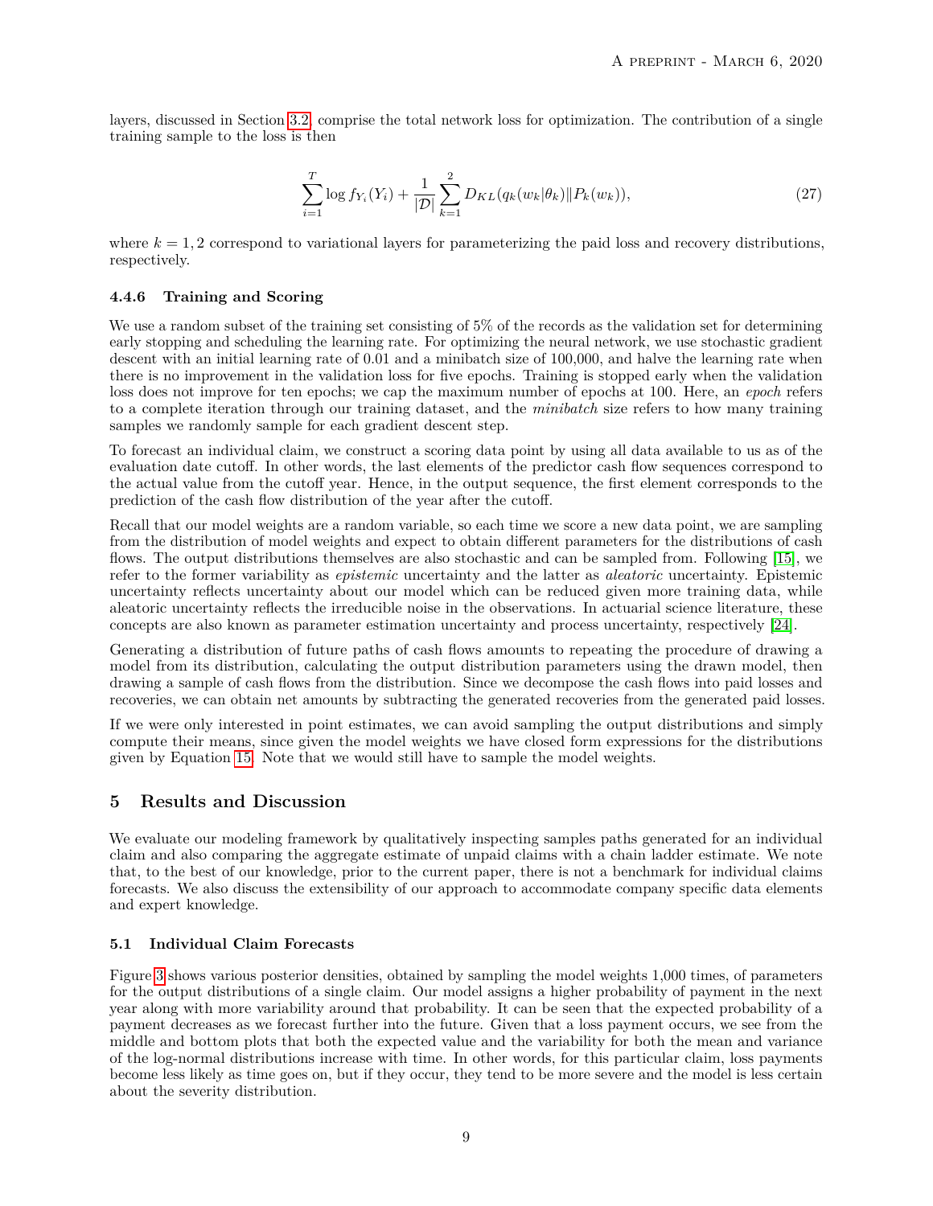layers, discussed in Section 3.2, comprise the total network loss for optimization. The contribution of a single training sample to the loss is then

$$\sum_{i=1}^{T} \log f_{Y_i}(Y_i) + \frac{1}{|\mathcal{D}|} \sum_{k=1}^{2} D_{KL}(q_k(w_k|\theta_k) \| P_k(w_k)), \tag{27}$$

where $k = 1, 2$ correspond to variational layers for parameterizing the paid loss and recovery distributions, respectively.

#### 4.4.6 Training and Scoring

We use a random subset of the training set consisting of 5% of the records as the validation set for determining early stopping and scheduling the learning rate. For optimizing the neural network, we use stochastic gradient descent with an initial learning rate of 0.01 and a minibatch size of 100,000, and halve the learning rate when there is no improvement in the validation loss for five epochs. Training is stopped early when the validation loss does not improve for ten epochs; we cap the maximum number of epochs at 100. Here, an *epoch* refers to a complete iteration through our training dataset, and the *minibatch* size refers to how many training samples we randomly sample for each gradient descent step.

To forecast an individual claim, we construct a scoring data point by using all data available to us as of the evaluation date cutoff. In other words, the last elements of the predictor cash flow sequences correspond to the actual value from the cutoff year. Hence, in the output sequence, the first element corresponds to the prediction of the cash flow distribution of the year after the cutoff.

Recall that our model weights are a random variable, so each time we score a new data point, we are sampling from the distribution of model weights and expect to obtain different parameters for the distributions of cash flows. The output distributions themselves are also stochastic and can be sampled from. Following [15], we refer to the former variability as *epistemic* uncertainty and the latter as *aleatoric* uncertainty. Epistemic uncertainty reflects uncertainty about our model which can be reduced given more training data, while aleatoric uncertainty reflects the irreducible noise in the observations. In actuarial science literature, these concepts are also known as parameter estimation uncertainty and process uncertainty, respectively [24].

Generating a distribution of future paths of cash flows amounts to repeating the procedure of drawing a model from its distribution, calculating the output distribution parameters using the drawn model, then drawing a sample of cash flows from the distribution. Since we decompose the cash flows into paid losses and recoveries, we can obtain net amounts by subtracting the generated recoveries from the generated paid losses.

If we were only interested in point estimates, we can avoid sampling the output distributions and simply compute their means, since given the model weights we have closed form expressions for the distributions given by Equation 15. Note that we would still have to sample the model weights.

## 5 Results and Discussion

We evaluate our modeling framework by qualitatively inspecting samples paths generated for an individual claim and also comparing the aggregate estimate of unpaid claims with a chain ladder estimate. We note that, to the best of our knowledge, prior to the current paper, there is not a benchmark for individual claims forecasts. We also discuss the extensibility of our approach to accommodate company specific data elements and expert knowledge.

### 5.1 Individual Claim Forecasts

Figure 3 shows various posterior densities, obtained by sampling the model weights 1,000 times, of parameters for the output distributions of a single claim. Our model assigns a higher probability of payment in the next year along with more variability around that probability. It can be seen that the expected probability of a payment decreases as we forecast further into the future. Given that a loss payment occurs, we see from the middle and bottom plots that both the expected value and the variability for both the mean and variance of the log-normal distributions increase with time. In other words, for this particular claim, loss payments become less likely as time goes on, but if they occur, they tend to be more severe and the model is less certain about the severity distribution.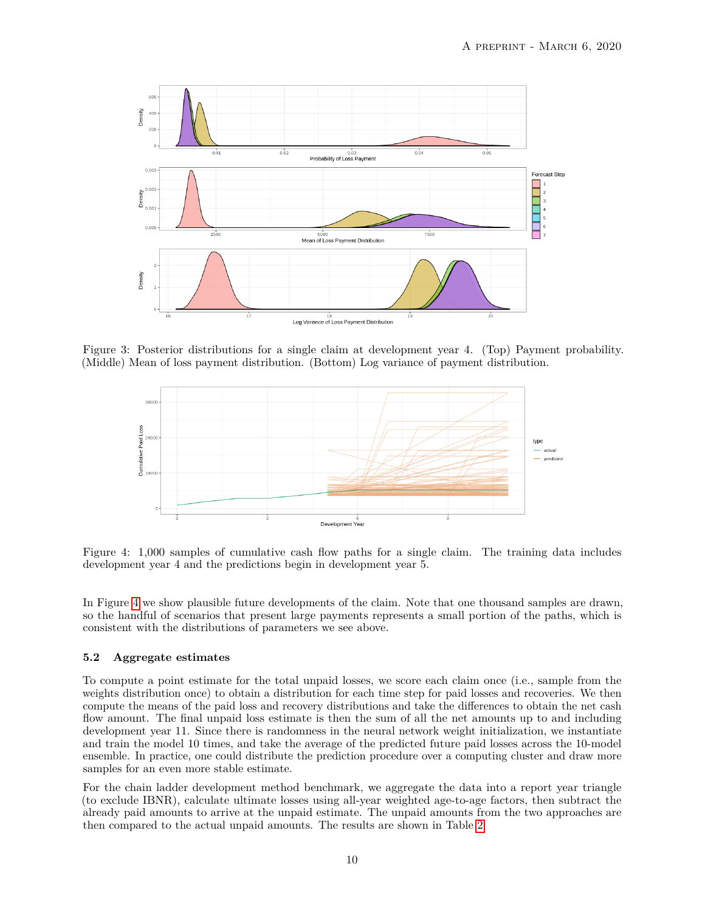Figure 3: Posterior distributions for a single claim at development year 4. (Top) Payment probability. (Middle) Mean of loss payment distribution. (Bottom) Log variance of payment distribution.

Figure 4: 1,000 samples of cumulative cash flow paths for a single claim. The training data includes development year 4 and the predictions begin in development year 5.

In Figure 4 we show plausible future developments of the claim. Note that one thousand samples are drawn, so the handful of scenarios that present large payments represents a small portion of the paths, which is consistent with the distributions of parameters we see above.

### 5.2 Aggregate estimates

To compute a point estimate for the total unpaid losses, we score each claim once (i.e., sample from the weights distribution once) to obtain a distribution for each time step for paid losses and recoveries. We then compute the means of the paid loss and recovery distributions and take the differences to obtain the net cash flow amount. The final unpaid loss estimate is then the sum of all the net amounts up to and including development year 11. Since there is randomness in the neural network weight initialization, we instantiate and train the model 10 times, and take the average of the predicted future paid losses across the 10-model ensemble. In practice, one could distribute the prediction procedure over a computing cluster and draw more samples for an even more stable estimate.

For the chain ladder development method benchmark, we aggregate the data into a report year triangle (to exclude IBNR), calculate ultimate losses using all-year weighted age-to-age factors, then subtract the already paid amounts to arrive at the unpaid estimate. The unpaid amounts from the two approaches are then compared to the actual unpaid amounts. The results are shown in Table 2.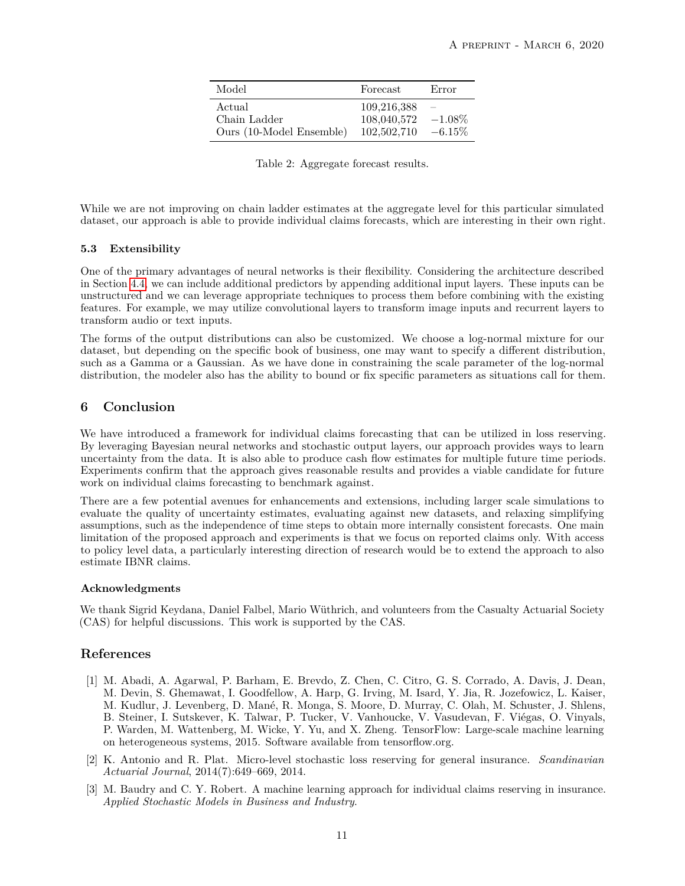| Model | Forecast | Error |
|---|---|---|
| Actual | 109,216,388 | – |
| Chain Ladder | 108,040,572 | $-1.08\%$ |
| Ours (10-Model Ensemble) | 102,502,710 | $-6.15\%$ |

Table 2: Aggregate forecast results.

While we are not improving on chain ladder estimates at the aggregate level for this particular simulated dataset, our approach is able to provide individual claims forecasts, which are interesting in their own right.

### 5.3 Extensibility

One of the primary advantages of neural networks is their flexibility. Considering the architecture described in Section 4.4, we can include additional predictors by appending additional input layers. These inputs can be unstructured and we can leverage appropriate techniques to process them before combining with the existing features. For example, we may utilize convolutional layers to transform image inputs and recurrent layers to transform audio or text inputs.

The forms of the output distributions can also be customized. We choose a log-normal mixture for our dataset, but depending on the specific book of business, one may want to specify a different distribution, such as a Gamma or a Gaussian. As we have done in constraining the scale parameter of the log-normal distribution, the modeler also has the ability to bound or fix specific parameters as situations call for them.

## 6 Conclusion

We have introduced a framework for individual claims forecasting that can be utilized in loss reserving. By leveraging Bayesian neural networks and stochastic output layers, our approach provides ways to learn uncertainty from the data. It is also able to produce cash flow estimates for multiple future time periods. Experiments confirm that the approach gives reasonable results and provides a viable candidate for future work on individual claims forecasting to benchmark against.

There are a few potential avenues for enhancements and extensions, including larger scale simulations to evaluate the quality of uncertainty estimates, evaluating against new datasets, and relaxing simplifying assumptions, such as the independence of time steps to obtain more internally consistent forecasts. One main limitation of the proposed approach and experiments is that we focus on reported claims only. With access to policy level data, a particularly interesting direction of research would be to extend the approach to also estimate IBNR claims.

#### Acknowledgments

We thank Sigrid Keydana, Daniel Falbel, Mario Wüthrich, and volunteers from the Casualty Actuarial Society (CAS) for helpful discussions. This work is supported by the CAS.

## References

[1] M. Abadi, A. Agarwal, P. Barham, E. Brevdo, Z. Chen, C. Citro, G. S. Corrado, A. Davis, J. Dean, M. Devin, S. Ghemawat, I. Goodfellow, A. Harp, G. Irving, M. Isard, Y. Jia, R. Jozefowicz, L. Kaiser, M. Kudlur, J. Levenberg, D. Mané, R. Monga, S. Moore, D. Murray, C. Olah, M. Schuster, J. Shlens, B. Steiner, I. Sutskever, K. Talwar, P. Tucker, V. Vanhoucke, V. Vasudevan, F. Viégas, O. Vinyals, P. Warden, M. Wattenberg, M. Wicke, Y. Yu, and X. Zheng. TensorFlow: Large-scale machine learning on heterogeneous systems, 2015. Software available from tensorflow.org.

[2] K. Antonio and R. Plat. Micro-level stochastic loss reserving for general insurance. *Scandinavian Actuarial Journal*, 2014(7):649–669, 2014.

[3] M. Baudry and C. Y. Robert. A machine learning approach for individual claims reserving in insurance. *Applied Stochastic Models in Business and Industry*.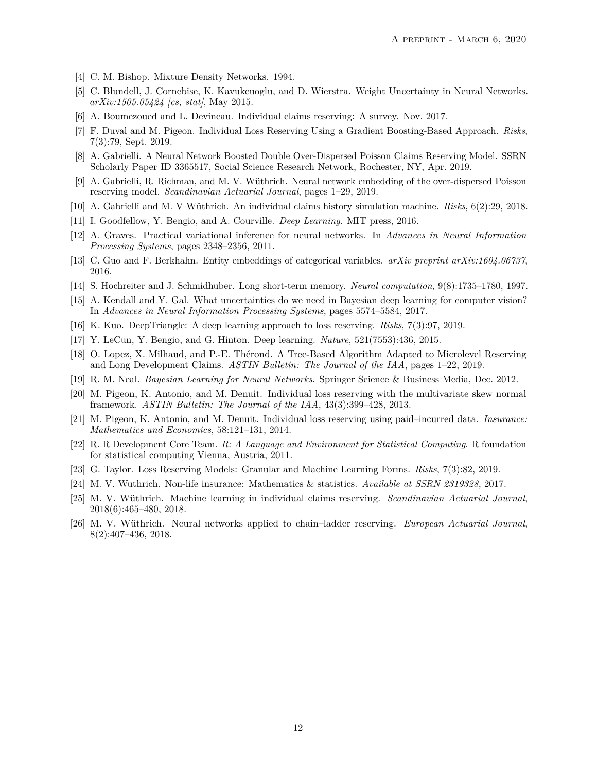[4] C. M. Bishop. Mixture Density Networks. 1994.

[5] C. Blundell, J. Cornebise, K. Kavukcuoglu, and D. Wierstra. Weight Uncertainty in Neural Networks. *arXiv:1505.05424 [cs, stat]*, May 2015.

[6] A. Boumezoued and L. Devineau. Individual claims reserving: A survey. Nov. 2017.

[7] F. Duval and M. Pigeon. Individual Loss Reserving Using a Gradient Boosting-Based Approach. *Risks*, 7(3):79, Sept. 2019.

[8] A. Gabrielli. A Neural Network Boosted Double Over-Dispersed Poisson Claims Reserving Model. SSRN Scholarly Paper ID 3365517, Social Science Research Network, Rochester, NY, Apr. 2019.

[9] A. Gabrielli, R. Richman, and M. V. Wüthrich. Neural network embedding of the over-dispersed Poisson reserving model. *Scandinavian Actuarial Journal*, pages 1–29, 2019.

[10] A. Gabrielli and M. V Wüthrich. An individual claims history simulation machine. *Risks*, 6(2):29, 2018.

[11] I. Goodfellow, Y. Bengio, and A. Courville. *Deep Learning*. MIT press, 2016.

[12] A. Graves. Practical variational inference for neural networks. In *Advances in Neural Information Processing Systems*, pages 2348–2356, 2011.

[13] C. Guo and F. Berkhahn. Entity embeddings of categorical variables. *arXiv preprint arXiv:1604.06737*, 2016.

[14] S. Hochreiter and J. Schmidhuber. Long short-term memory. *Neural computation*, 9(8):1735–1780, 1997.

[15] A. Kendall and Y. Gal. What uncertainties do we need in Bayesian deep learning for computer vision? In *Advances in Neural Information Processing Systems*, pages 5574–5584, 2017.

[16] K. Kuo. DeepTriangle: A deep learning approach to loss reserving. *Risks*, 7(3):97, 2019.

[17] Y. LeCun, Y. Bengio, and G. Hinton. Deep learning. *Nature*, 521(7553):436, 2015.

[18] O. Lopez, X. Milhaud, and P.-E. Thérond. A Tree-Based Algorithm Adapted to Microlevel Reserving and Long Development Claims. *ASTIN Bulletin: The Journal of the IAA*, pages 1–22, 2019.

[19] R. M. Neal. *Bayesian Learning for Neural Networks*. Springer Science & Business Media, Dec. 2012.

[20] M. Pigeon, K. Antonio, and M. Denuit. Individual loss reserving with the multivariate skew normal framework. *ASTIN Bulletin: The Journal of the IAA*, 43(3):399–428, 2013.

[21] M. Pigeon, K. Antonio, and M. Denuit. Individual loss reserving using paid–incurred data. *Insurance: Mathematics and Economics*, 58:121–131, 2014.

[22] R. R Development Core Team. *R: A Language and Environment for Statistical Computing*. R foundation for statistical computing Vienna, Austria, 2011.

[23] G. Taylor. Loss Reserving Models: Granular and Machine Learning Forms. *Risks*, 7(3):82, 2019.

[24] M. V. Wuthrich. Non-life insurance: Mathematics & statistics. *Available at SSRN 2319328*, 2017.

[25] M. V. Wüthrich. Machine learning in individual claims reserving. *Scandinavian Actuarial Journal*, 2018(6):465–480, 2018.

[26] M. V. Wüthrich. Neural networks applied to chain–ladder reserving. *European Actuarial Journal*, 8(2):407–436, 2018.